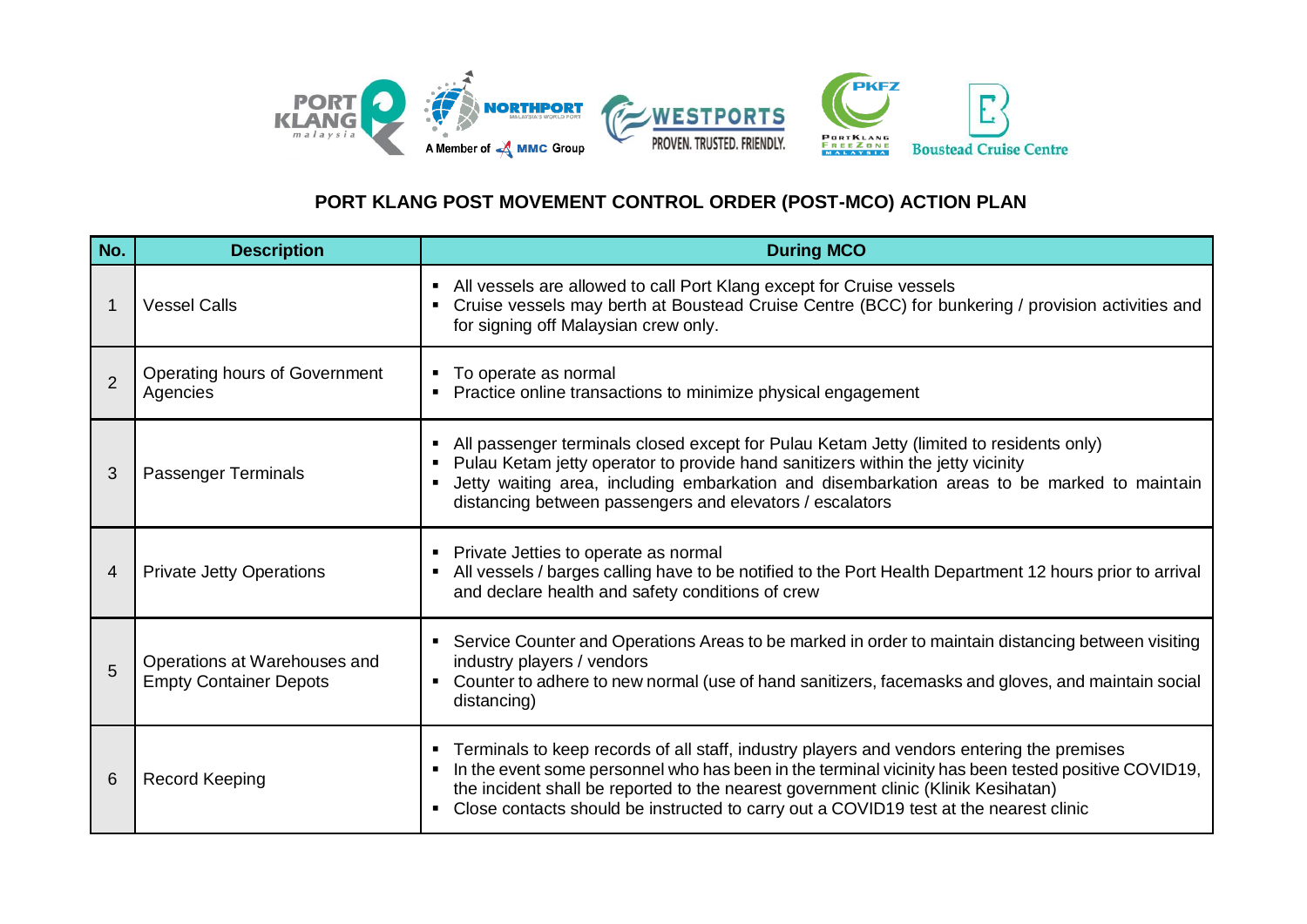# PORT KLANG POST MOVEMENT CONTROL ORDER (POST-MCO) ACTION PLAN

| No. | Description | During MCO |
|---|---|---|
| 1 | Vessel Calls | ▪ All vessels are allowed to call Port Klang except for Cruise vessels<br>▪ Cruise vessels may berth at Boustead Cruise Centre (BCC) for bunkering / provision activities and for signing off Malaysian crew only. |
| 2 | Operating hours of Government Agencies | ▪ To operate as normal<br>▪ Practice online transactions to minimize physical engagement |
| 3 | Passenger Terminals | ▪ All passenger terminals closed except for Pulau Ketam Jetty (limited to residents only)<br>▪ Pulau Ketam jetty operator to provide hand sanitizers within the jetty vicinity<br>▪ Jetty waiting area, including embarkation and disembarkation areas to be marked to maintain distancing between passengers and elevators / escalators |
| 4 | Private Jetty Operations | ▪ Private Jetties to operate as normal<br>▪ All vessels / barges calling have to be notified to the Port Health Department 12 hours prior to arrival and declare health and safety conditions of crew |
| 5 | Operations at Warehouses and Empty Container Depots | ▪ Service Counter and Operations Areas to be marked in order to maintain distancing between visiting industry players / vendors<br>▪ Counter to adhere to new normal (use of hand sanitizers, facemasks and gloves, and maintain social distancing) |
| 6 | Record Keeping | ▪ Terminals to keep records of all staff, industry players and vendors entering the premises<br>▪ In the event some personnel who has been in the terminal vicinity has been tested positive COVID19, the incident shall be reported to the nearest government clinic (Klinik Kesihatan)<br>▪ Close contacts should be instructed to carry out a COVID19 test at the nearest clinic |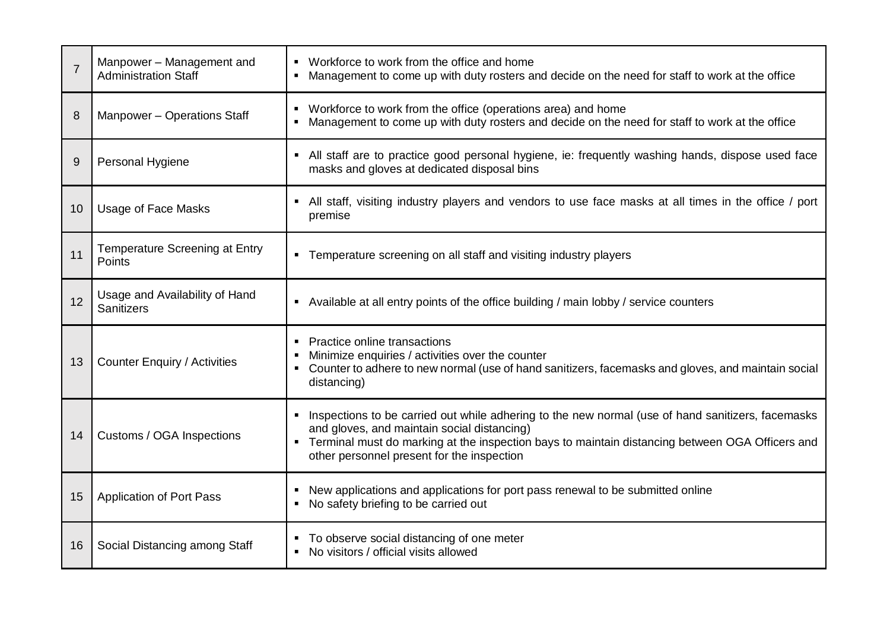| | | |
|---|---|---|
| 7 | Manpower – Management and Administration Staff | ▪ Workforce to work from the office and home<br>▪ Management to come up with duty rosters and decide on the need for staff to work at the office |
| 8 | Manpower – Operations Staff | ▪ Workforce to work from the office (operations area) and home<br>▪ Management to come up with duty rosters and decide on the need for staff to work at the office |
| 9 | Personal Hygiene | ▪ All staff are to practice good personal hygiene, ie: frequently washing hands, dispose used face masks and gloves at dedicated disposal bins |
| 10 | Usage of Face Masks | ▪ All staff, visiting industry players and vendors to use face masks at all times in the office / port premise |
| 11 | Temperature Screening at Entry Points | ▪ Temperature screening on all staff and visiting industry players |
| 12 | Usage and Availability of Hand Sanitizers | ▪ Available at all entry points of the office building / main lobby / service counters |
| 13 | Counter Enquiry / Activities | ▪ Practice online transactions<br>▪ Minimize enquiries / activities over the counter<br>▪ Counter to adhere to new normal (use of hand sanitizers, facemasks and gloves, and maintain social distancing) |
| 14 | Customs / OGA Inspections | ▪ Inspections to be carried out while adhering to the new normal (use of hand sanitizers, facemasks and gloves, and maintain social distancing)<br>▪ Terminal must do marking at the inspection bays to maintain distancing between OGA Officers and other personnel present for the inspection |
| 15 | Application of Port Pass | ▪ New applications and applications for port pass renewal to be submitted online<br>▪ No safety briefing to be carried out |
| 16 | Social Distancing among Staff | ▪ To observe social distancing of one meter<br>▪ No visitors / official visits allowed |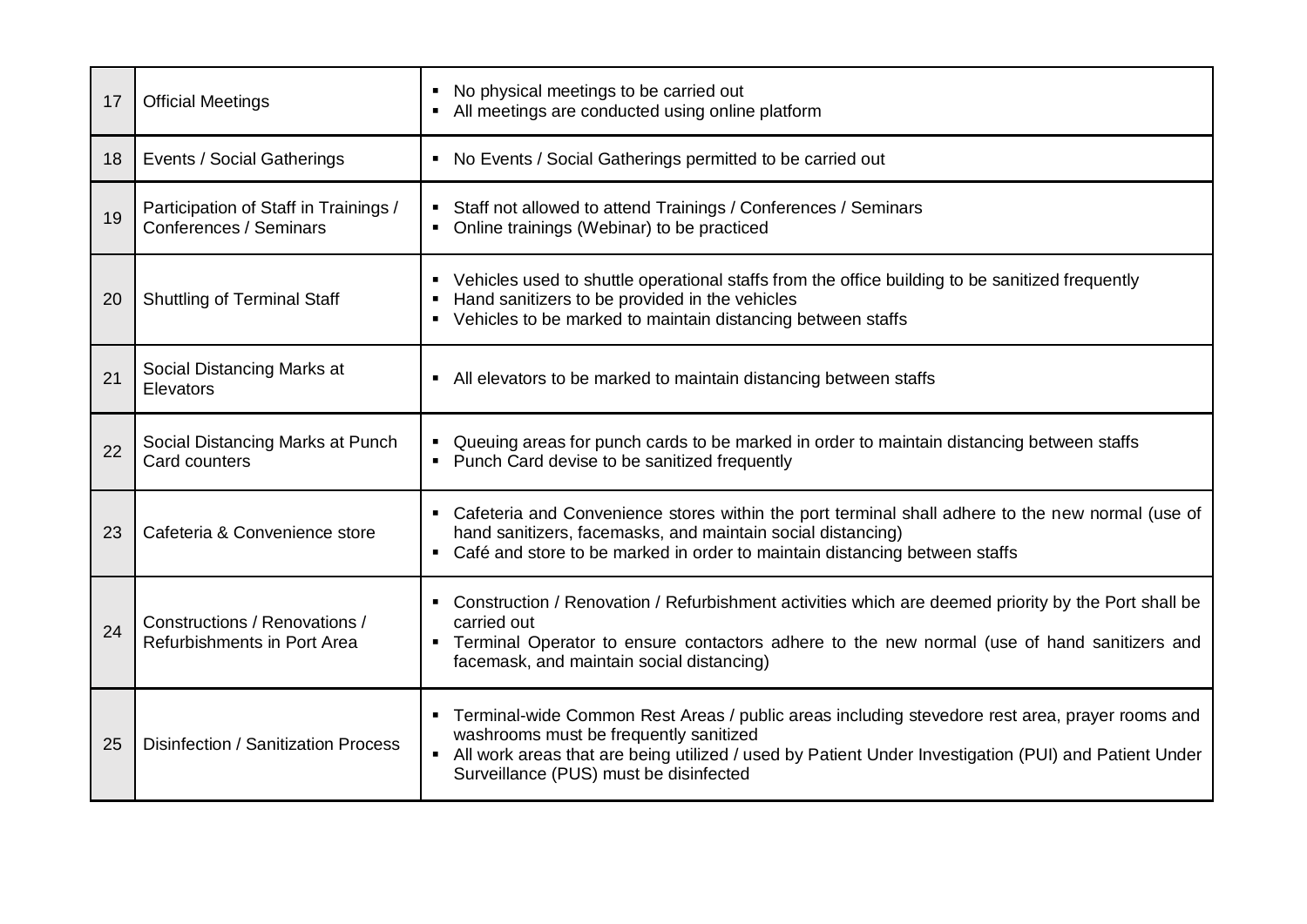| 17 | Official Meetings | ▪ No physical meetings to be carried out<br>▪ All meetings are conducted using online platform |
|---|---|---|
| 18 | Events / Social Gatherings | ▪ No Events / Social Gatherings permitted to be carried out |
| 19 | Participation of Staff in Trainings / Conferences / Seminars | ▪ Staff not allowed to attend Trainings / Conferences / Seminars<br>▪ Online trainings (Webinar) to be practiced |
| 20 | Shuttling of Terminal Staff | ▪ Vehicles used to shuttle operational staffs from the office building to be sanitized frequently<br>▪ Hand sanitizers to be provided in the vehicles<br>▪ Vehicles to be marked to maintain distancing between staffs |
| 21 | Social Distancing Marks at Elevators | ▪ All elevators to be marked to maintain distancing between staffs |
| 22 | Social Distancing Marks at Punch Card counters | ▪ Queuing areas for punch cards to be marked in order to maintain distancing between staffs<br>▪ Punch Card devise to be sanitized frequently |
| 23 | Cafeteria & Convenience store | ▪ Cafeteria and Convenience stores within the port terminal shall adhere to the new normal (use of hand sanitizers, facemasks, and maintain social distancing)<br>▪ Café and store to be marked in order to maintain distancing between staffs |
| 24 | Constructions / Renovations / Refurbishments in Port Area | ▪ Construction / Renovation / Refurbishment activities which are deemed priority by the Port shall be carried out<br>▪ Terminal Operator to ensure contactors adhere to the new normal (use of hand sanitizers and facemask, and maintain social distancing) |
| 25 | Disinfection / Sanitization Process | ▪ Terminal-wide Common Rest Areas / public areas including stevedore rest area, prayer rooms and washrooms must be frequently sanitized<br>▪ All work areas that are being utilized / used by Patient Under Investigation (PUI) and Patient Under Surveillance (PUS) must be disinfected |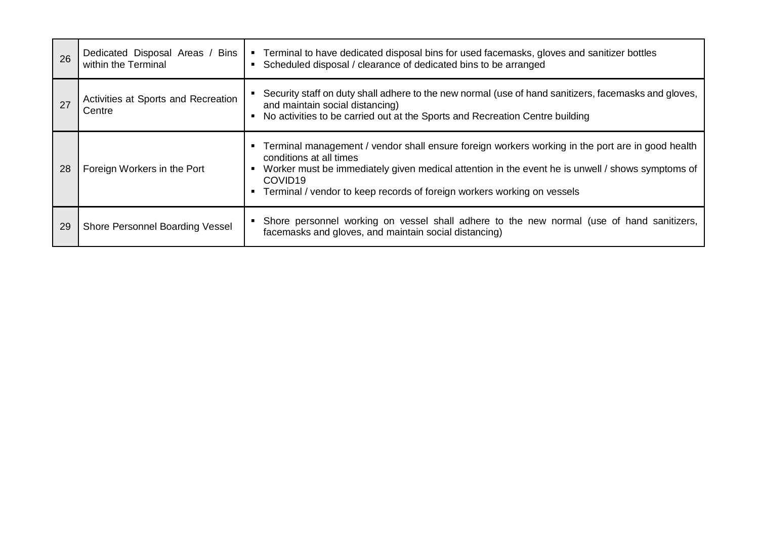| 26 | Dedicated Disposal Areas / Bins within the Terminal | ▪ Terminal to have dedicated disposal bins for used facemasks, gloves and sanitizer bottles<br>▪ Scheduled disposal / clearance of dedicated bins to be arranged |
|---|---|---|
| 27 | Activities at Sports and Recreation Centre | ▪ Security staff on duty shall adhere to the new normal (use of hand sanitizers, facemasks and gloves, and maintain social distancing)<br>▪ No activities to be carried out at the Sports and Recreation Centre building |
| 28 | Foreign Workers in the Port | ▪ Terminal management / vendor shall ensure foreign workers working in the port are in good health conditions at all times<br>▪ Worker must be immediately given medical attention in the event he is unwell / shows symptoms of COVID19<br>▪ Terminal / vendor to keep records of foreign workers working on vessels |
| 29 | Shore Personnel Boarding Vessel | ▪ Shore personnel working on vessel shall adhere to the new normal (use of hand sanitizers, facemasks and gloves, and maintain social distancing) |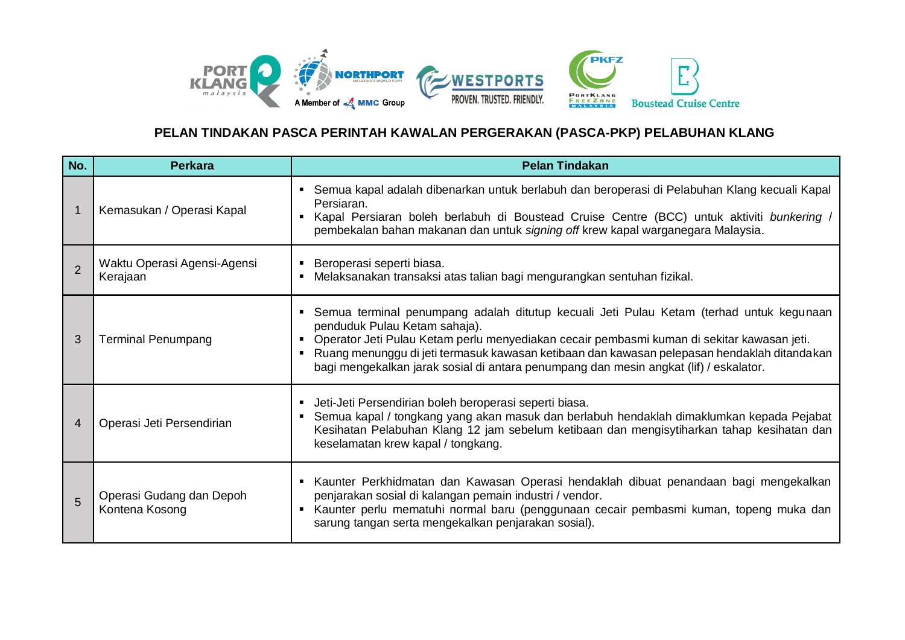**PELAN TINDAKAN PASCA PERINTAH KAWALAN PERGERAKAN (PASCA-PKP) PELABUHAN KLANG**

| No. | Perkara | Pelan Tindakan |
|---|---|---|
| 1 | Kemasukan / Operasi Kapal | ▪ Semua kapal adalah dibenarkan untuk berlabuh dan beroperasi di Pelabuhan Klang kecuali Kapal Persiaran.<br>▪ Kapal Persiaran boleh berlabuh di Boustead Cruise Centre (BCC) untuk aktiviti *bunkering* / pembekalan bahan makanan dan untuk *signing off* krew kapal warganegara Malaysia. |
| 2 | Waktu Operasi Agensi-Agensi Kerajaan | ▪ Beroperasi seperti biasa.<br>▪ Melaksanakan transaksi atas talian bagi mengurangkan sentuhan fizikal. |
| 3 | Terminal Penumpang | ▪ Semua terminal penumpang adalah ditutup kecuali Jeti Pulau Ketam (terhad untuk kegunaan penduduk Pulau Ketam sahaja).<br>▪ Operator Jeti Pulau Ketam perlu menyediakan cecair pembasmi kuman di sekitar kawasan jeti.<br>▪ Ruang menunggu di jeti termasuk kawasan ketibaan dan kawasan pelepasan hendaklah ditandakan bagi mengekalkan jarak sosial di antara penumpang dan mesin angkat (lif) / eskalator. |
| 4 | Operasi Jeti Persendirian | ▪ Jeti-Jeti Persendirian boleh beroperasi seperti biasa.<br>▪ Semua kapal / tongkang yang akan masuk dan berlabuh hendaklah dimaklumkan kepada Pejabat Kesihatan Pelabuhan Klang 12 jam sebelum ketibaan dan mengisytiharkan tahap kesihatan dan keselamatan krew kapal / tongkang. |
| 5 | Operasi Gudang dan Depoh Kontena Kosong | ▪ Kaunter Perkhidmatan dan Kawasan Operasi hendaklah dibuat penandaan bagi mengekalkan penjarakan sosial di kalangan pemain industri / vendor.<br>▪ Kaunter perlu mematuhi normal baru (penggunaan cecair pembasmi kuman, topeng muka dan sarung tangan serta mengekalkan penjarakan sosial). |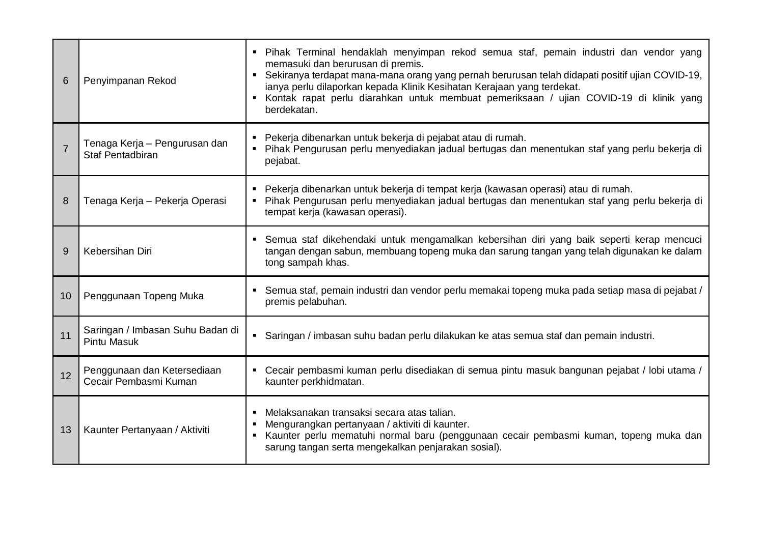| | | |
|---|---|---|
| 6 | Penyimpanan Rekod | ▪ Pihak Terminal hendaklah menyimpan rekod semua staf, pemain industri dan vendor yang memasuki dan berurusan di premis.<br>▪ Sekiranya terdapat mana-mana orang yang pernah berurusan telah didapati positif ujian COVID-19, ianya perlu dilaporkan kepada Klinik Kesihatan Kerajaan yang terdekat.<br>▪ Kontak rapat perlu diarahkan untuk membuat pemeriksaan / ujian COVID-19 di klinik yang berdekatan. |
| 7 | Tenaga Kerja – Pengurusan dan Staf Pentadbiran | ▪ Pekerja dibenarkan untuk bekerja di pejabat atau di rumah.<br>▪ Pihak Pengurusan perlu menyediakan jadual bertugas dan menentukan staf yang perlu bekerja di pejabat. |
| 8 | Tenaga Kerja – Pekerja Operasi | ▪ Pekerja dibenarkan untuk bekerja di tempat kerja (kawasan operasi) atau di rumah.<br>▪ Pihak Pengurusan perlu menyediakan jadual bertugas dan menentukan staf yang perlu bekerja di tempat kerja (kawasan operasi). |
| 9 | Kebersihan Diri | ▪ Semua staf dikehendaki untuk mengamalkan kebersihan diri yang baik seperti kerap mencuci tangan dengan sabun, membuang topeng muka dan sarung tangan yang telah digunakan ke dalam tong sampah khas. |
| 10 | Penggunaan Topeng Muka | ▪ Semua staf, pemain industri dan vendor perlu memakai topeng muka pada setiap masa di pejabat / premis pelabuhan. |
| 11 | Saringan / Imbasan Suhu Badan di Pintu Masuk | ▪ Saringan / imbasan suhu badan perlu dilakukan ke atas semua staf dan pemain industri. |
| 12 | Penggunaan dan Ketersediaan Cecair Pembasmi Kuman | ▪ Cecair pembasmi kuman perlu disediakan di semua pintu masuk bangunan pejabat / lobi utama / kaunter perkhidmatan. |
| 13 | Kaunter Pertanyaan / Aktiviti | ▪ Melaksanakan transaksi secara atas talian.<br>▪ Mengurangkan pertanyaan / aktiviti di kaunter.<br>▪ Kaunter perlu mematuhi normal baru (penggunaan cecair pembasmi kuman, topeng muka dan sarung tangan serta mengekalkan penjarakan sosial). |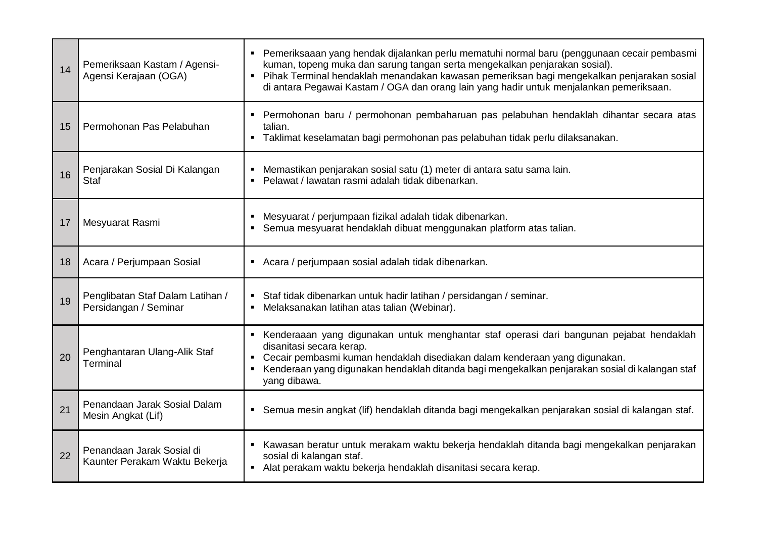| | | |
|---|---|---|
| 14 | Pemeriksaan Kastam / Agensi-Agensi Kerajaan (OGA) | ▪ Pemeriksaaan yang hendak dijalankan perlu mematuhi normal baru (penggunaan cecair pembasmi kuman, topeng muka dan sarung tangan serta mengekalkan penjarakan sosial).<br>▪ Pihak Terminal hendaklah menandakan kawasan pemeriksan bagi mengekalkan penjarakan sosial di antara Pegawai Kastam / OGA dan orang lain yang hadir untuk menjalankan pemeriksaan. |
| 15 | Permohonan Pas Pelabuhan | ▪ Permohonan baru / permohonan pembaharuan pas pelabuhan hendaklah dihantar secara atas talian.<br>▪ Taklimat keselamatan bagi permohonan pas pelabuhan tidak perlu dilaksanakan. |
| 16 | Penjarakan Sosial Di Kalangan Staf | ▪ Memastikan penjarakan sosial satu (1) meter di antara satu sama lain.<br>▪ Pelawat / lawatan rasmi adalah tidak dibenarkan. |
| 17 | Mesyuarat Rasmi | ▪ Mesyuarat / perjumpaan fizikal adalah tidak dibenarkan.<br>▪ Semua mesyuarat hendaklah dibuat menggunakan platform atas talian. |
| 18 | Acara / Perjumpaan Sosial | ▪ Acara / perjumpaan sosial adalah tidak dibenarkan. |
| 19 | Penglibatan Staf Dalam Latihan / Persidangan / Seminar | ▪ Staf tidak dibenarkan untuk hadir latihan / persidangan / seminar.<br>▪ Melaksanakan latihan atas talian (Webinar). |
| 20 | Penghantaran Ulang-Alik Staf Terminal | ▪ Kenderaaan yang digunakan untuk menghantar staf operasi dari bangunan pejabat hendaklah disanitasi secara kerap.<br>▪ Cecair pembasmi kuman hendaklah disediakan dalam kenderaan yang digunakan.<br>▪ Kenderaan yang digunakan hendaklah ditanda bagi mengekalkan penjarakan sosial di kalangan staf yang dibawa. |
| 21 | Penandaan Jarak Sosial Dalam Mesin Angkat (Lif) | ▪ Semua mesin angkat (lif) hendaklah ditanda bagi mengekalkan penjarakan sosial di kalangan staf. |
| 22 | Penandaan Jarak Sosial di Kaunter Perakam Waktu Bekerja | ▪ Kawasan beratur untuk merakam waktu bekerja hendaklah ditanda bagi mengekalkan penjarakan sosial di kalangan staf.<br>▪ Alat perakam waktu bekerja hendaklah disanitasi secara kerap. |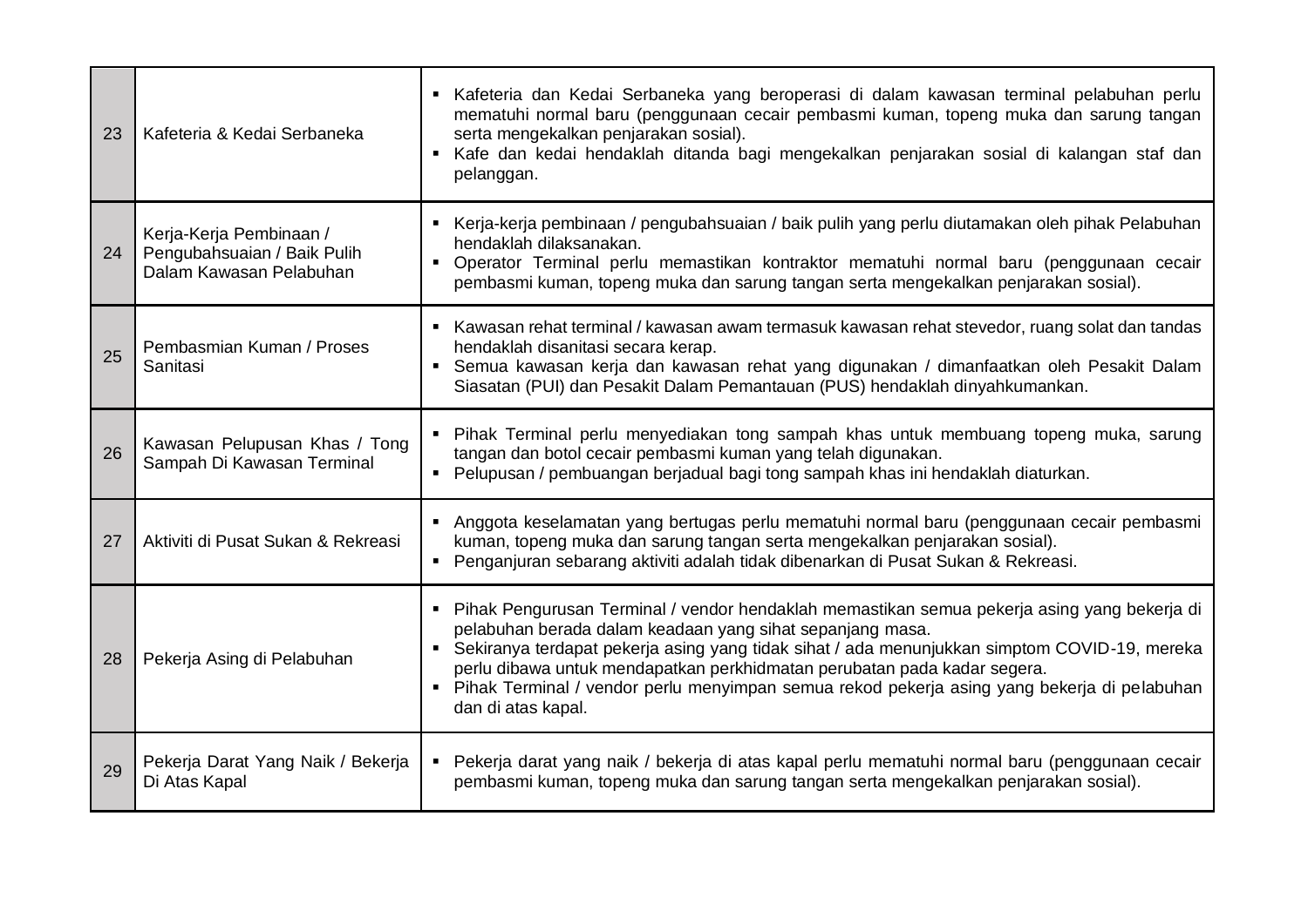| | | |
|---|---|---|
| 23 | Kafeteria & Kedai Serbaneka | ▪ Kafeteria dan Kedai Serbaneka yang beroperasi di dalam kawasan terminal pelabuhan perlu mematuhi normal baru (penggunaan cecair pembasmi kuman, topeng muka dan sarung tangan serta mengekalkan penjarakan sosial).<br>▪ Kafe dan kedai hendaklah ditanda bagi mengekalkan penjarakan sosial di kalangan staf dan pelanggan. |
| 24 | Kerja-Kerja Pembinaan / Pengubahsuaian / Baik Pulih Dalam Kawasan Pelabuhan | ▪ Kerja-kerja pembinaan / pengubahsuaian / baik pulih yang perlu diutamakan oleh pihak Pelabuhan hendaklah dilaksanakan.<br>▪ Operator Terminal perlu memastikan kontraktor mematuhi normal baru (penggunaan cecair pembasmi kuman, topeng muka dan sarung tangan serta mengekalkan penjarakan sosial). |
| 25 | Pembasmian Kuman / Proses Sanitasi | ▪ Kawasan rehat terminal / kawasan awam termasuk kawasan rehat stevedor, ruang solat dan tandas hendaklah disanitasi secara kerap.<br>▪ Semua kawasan kerja dan kawasan rehat yang digunakan / dimanfaatkan oleh Pesakit Dalam Siasatan (PUI) dan Pesakit Dalam Pemantauan (PUS) hendaklah dinyahkumankan. |
| 26 | Kawasan Pelupusan Khas / Tong Sampah Di Kawasan Terminal | ▪ Pihak Terminal perlu menyediakan tong sampah khas untuk membuang topeng muka, sarung tangan dan botol cecair pembasmi kuman yang telah digunakan.<br>▪ Pelupusan / pembuangan berjadual bagi tong sampah khas ini hendaklah diaturkan. |
| 27 | Aktiviti di Pusat Sukan & Rekreasi | ▪ Anggota keselamatan yang bertugas perlu mematuhi normal baru (penggunaan cecair pembasmi kuman, topeng muka dan sarung tangan serta mengekalkan penjarakan sosial).<br>▪ Penganjuran sebarang aktiviti adalah tidak dibenarkan di Pusat Sukan & Rekreasi. |
| 28 | Pekerja Asing di Pelabuhan | ▪ Pihak Pengurusan Terminal / vendor hendaklah memastikan semua pekerja asing yang bekerja di pelabuhan berada dalam keadaan yang sihat sepanjang masa.<br>▪ Sekiranya terdapat pekerja asing yang tidak sihat / ada menunjukkan simptom COVID-19, mereka perlu dibawa untuk mendapatkan perkhidmatan perubatan pada kadar segera.<br>▪ Pihak Terminal / vendor perlu menyimpan semua rekod pekerja asing yang bekerja di pelabuhan dan di atas kapal. |
| 29 | Pekerja Darat Yang Naik / Bekerja Di Atas Kapal | ▪ Pekerja darat yang naik / bekerja di atas kapal perlu mematuhi normal baru (penggunaan cecair pembasmi kuman, topeng muka dan sarung tangan serta mengekalkan penjarakan sosial). |